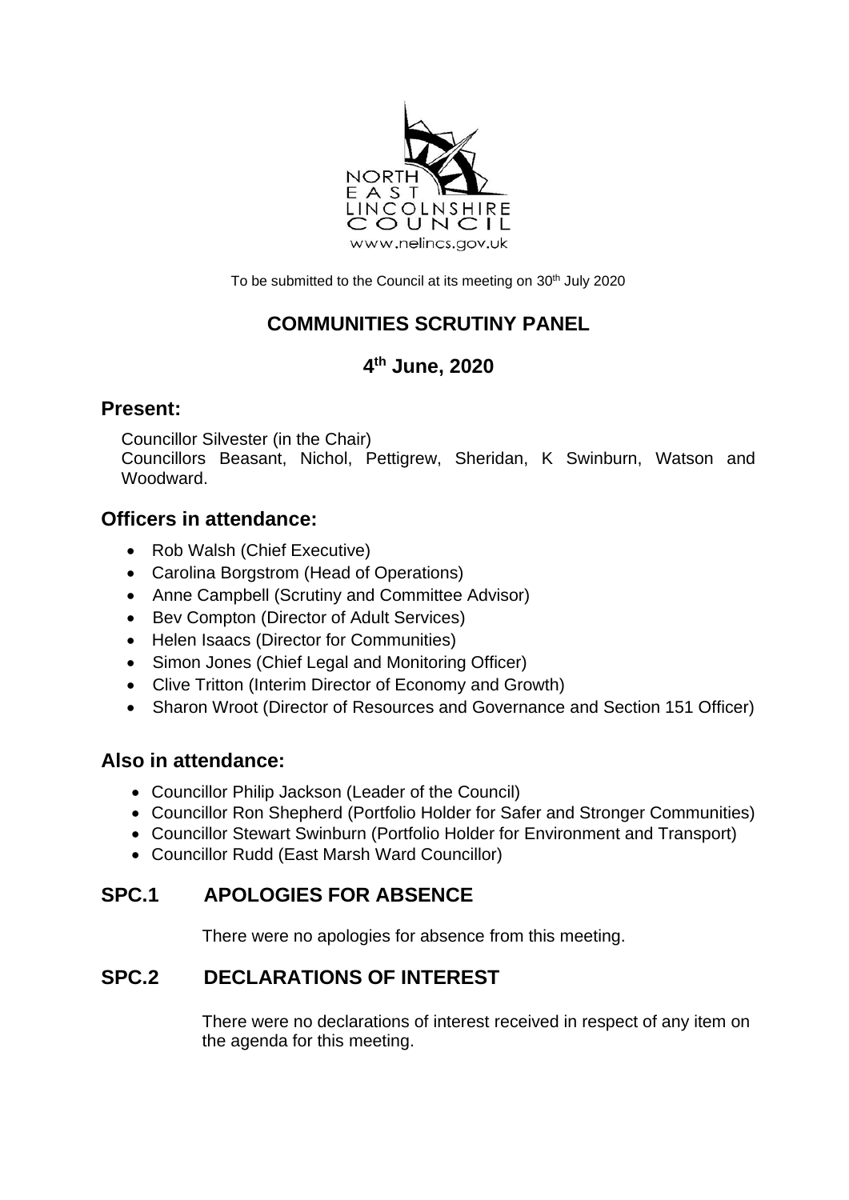NORTH EAST LINCOLNSHIRE COUNCIL
www.nelincs.gov.uk

To be submitted to the Council at its meeting on 30th July 2020

# COMMUNITIES SCRUTINY PANEL

## 4th June, 2020

## Present:

Councillor Silvester (in the Chair)
Councillors Beasant, Nichol, Pettigrew, Sheridan, K Swinburn, Watson and Woodward.

## Officers in attendance:

- Rob Walsh (Chief Executive)
- Carolina Borgstrom (Head of Operations)
- Anne Campbell (Scrutiny and Committee Advisor)
- Bev Compton (Director of Adult Services)
- Helen Isaacs (Director for Communities)
- Simon Jones (Chief Legal and Monitoring Officer)
- Clive Tritton (Interim Director of Economy and Growth)
- Sharon Wroot (Director of Resources and Governance and Section 151 Officer)

## Also in attendance:

- Councillor Philip Jackson (Leader of the Council)
- Councillor Ron Shepherd (Portfolio Holder for Safer and Stronger Communities)
- Councillor Stewart Swinburn (Portfolio Holder for Environment and Transport)
- Councillor Rudd (East Marsh Ward Councillor)

## SPC.1 APOLOGIES FOR ABSENCE

There were no apologies for absence from this meeting.

## SPC.2 DECLARATIONS OF INTEREST

There were no declarations of interest received in respect of any item on the agenda for this meeting.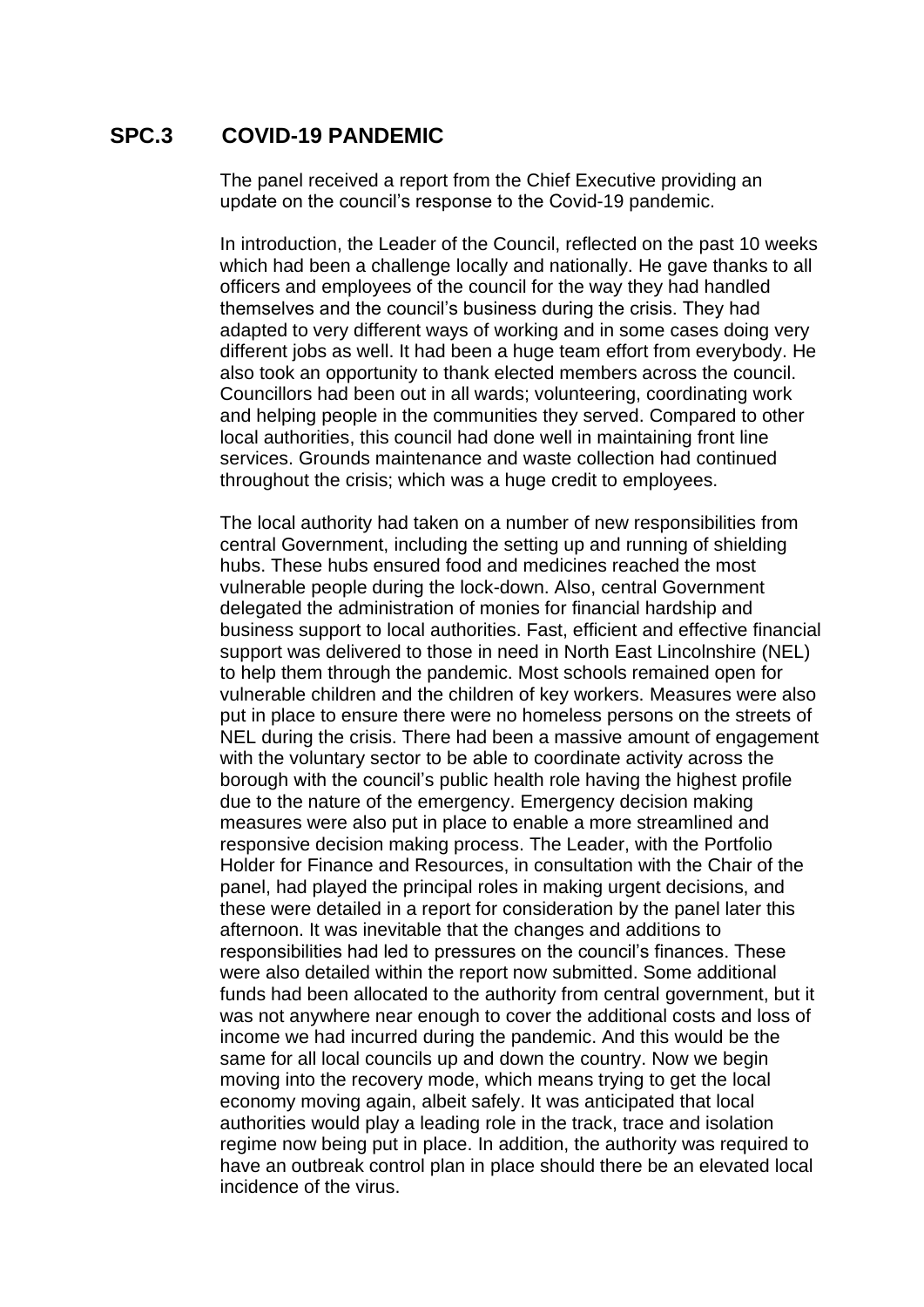## SPC.3 COVID-19 PANDEMIC

The panel received a report from the Chief Executive providing an update on the council's response to the Covid-19 pandemic.

In introduction, the Leader of the Council, reflected on the past 10 weeks which had been a challenge locally and nationally. He gave thanks to all officers and employees of the council for the way they had handled themselves and the council's business during the crisis. They had adapted to very different ways of working and in some cases doing very different jobs as well. It had been a huge team effort from everybody. He also took an opportunity to thank elected members across the council. Councillors had been out in all wards; volunteering, coordinating work and helping people in the communities they served. Compared to other local authorities, this council had done well in maintaining front line services. Grounds maintenance and waste collection had continued throughout the crisis; which was a huge credit to employees.

The local authority had taken on a number of new responsibilities from central Government, including the setting up and running of shielding hubs. These hubs ensured food and medicines reached the most vulnerable people during the lock-down. Also, central Government delegated the administration of monies for financial hardship and business support to local authorities. Fast, efficient and effective financial support was delivered to those in need in North East Lincolnshire (NEL) to help them through the pandemic. Most schools remained open for vulnerable children and the children of key workers. Measures were also put in place to ensure there were no homeless persons on the streets of NEL during the crisis. There had been a massive amount of engagement with the voluntary sector to be able to coordinate activity across the borough with the council's public health role having the highest profile due to the nature of the emergency. Emergency decision making measures were also put in place to enable a more streamlined and responsive decision making process. The Leader, with the Portfolio Holder for Finance and Resources, in consultation with the Chair of the panel, had played the principal roles in making urgent decisions, and these were detailed in a report for consideration by the panel later this afternoon. It was inevitable that the changes and additions to responsibilities had led to pressures on the council's finances. These were also detailed within the report now submitted. Some additional funds had been allocated to the authority from central government, but it was not anywhere near enough to cover the additional costs and loss of income we had incurred during the pandemic. And this would be the same for all local councils up and down the country. Now we begin moving into the recovery mode, which means trying to get the local economy moving again, albeit safely. It was anticipated that local authorities would play a leading role in the track, trace and isolation regime now being put in place. In addition, the authority was required to have an outbreak control plan in place should there be an elevated local incidence of the virus.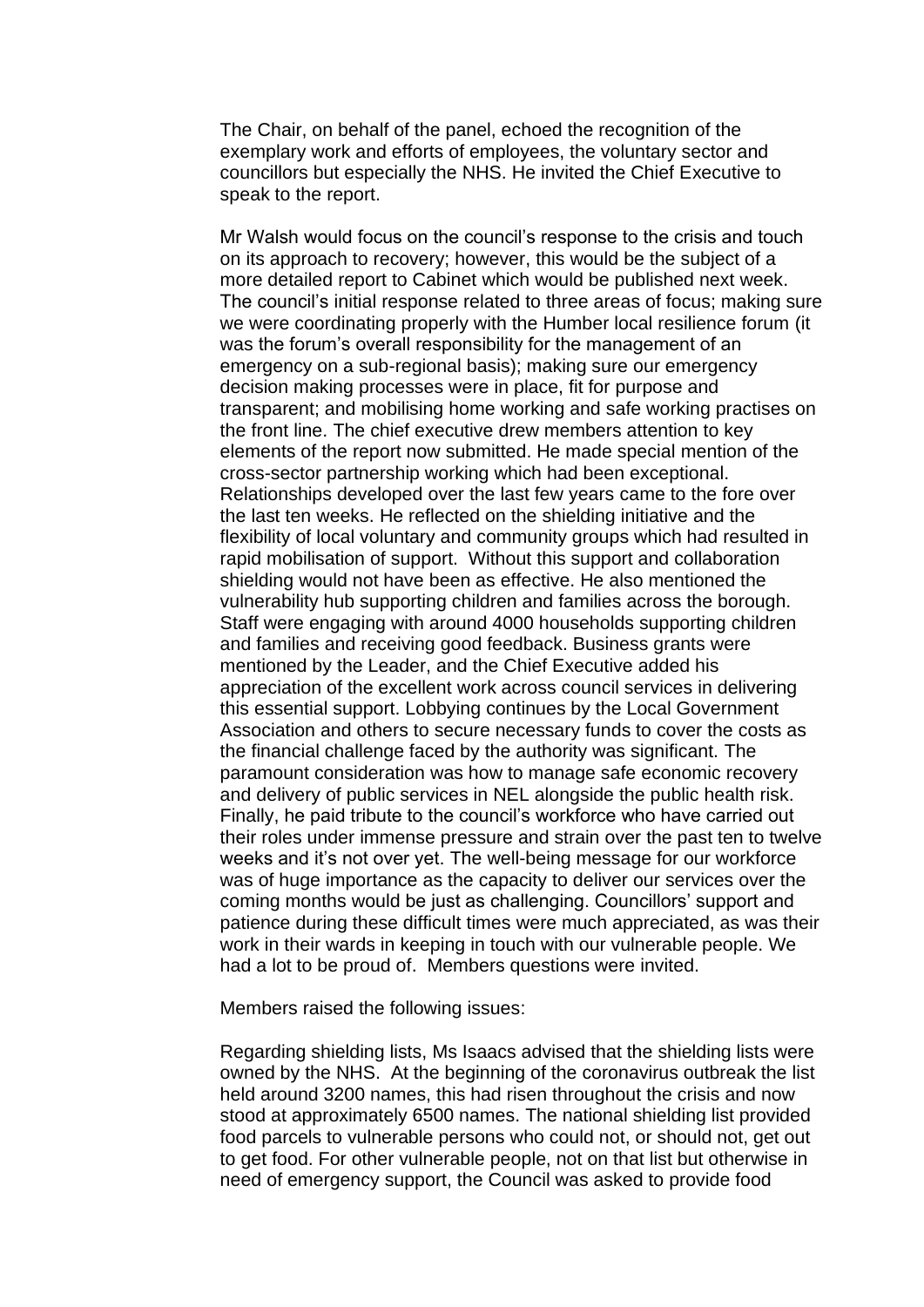The Chair, on behalf of the panel, echoed the recognition of the exemplary work and efforts of employees, the voluntary sector and councillors but especially the NHS. He invited the Chief Executive to speak to the report.

Mr Walsh would focus on the council's response to the crisis and touch on its approach to recovery; however, this would be the subject of a more detailed report to Cabinet which would be published next week. The council's initial response related to three areas of focus; making sure we were coordinating properly with the Humber local resilience forum (it was the forum's overall responsibility for the management of an emergency on a sub-regional basis); making sure our emergency decision making processes were in place, fit for purpose and transparent; and mobilising home working and safe working practises on the front line. The chief executive drew members attention to key elements of the report now submitted. He made special mention of the cross-sector partnership working which had been exceptional. Relationships developed over the last few years came to the fore over the last ten weeks. He reflected on the shielding initiative and the flexibility of local voluntary and community groups which had resulted in rapid mobilisation of support. Without this support and collaboration shielding would not have been as effective. He also mentioned the vulnerability hub supporting children and families across the borough. Staff were engaging with around 4000 households supporting children and families and receiving good feedback. Business grants were mentioned by the Leader, and the Chief Executive added his appreciation of the excellent work across council services in delivering this essential support. Lobbying continues by the Local Government Association and others to secure necessary funds to cover the costs as the financial challenge faced by the authority was significant. The paramount consideration was how to manage safe economic recovery and delivery of public services in NEL alongside the public health risk. Finally, he paid tribute to the council's workforce who have carried out their roles under immense pressure and strain over the past ten to twelve weeks and it's not over yet. The well-being message for our workforce was of huge importance as the capacity to deliver our services over the coming months would be just as challenging. Councillors' support and patience during these difficult times were much appreciated, as was their work in their wards in keeping in touch with our vulnerable people. We had a lot to be proud of. Members questions were invited.

Members raised the following issues:

Regarding shielding lists, Ms Isaacs advised that the shielding lists were owned by the NHS. At the beginning of the coronavirus outbreak the list held around 3200 names, this had risen throughout the crisis and now stood at approximately 6500 names. The national shielding list provided food parcels to vulnerable persons who could not, or should not, get out to get food. For other vulnerable people, not on that list but otherwise in need of emergency support, the Council was asked to provide food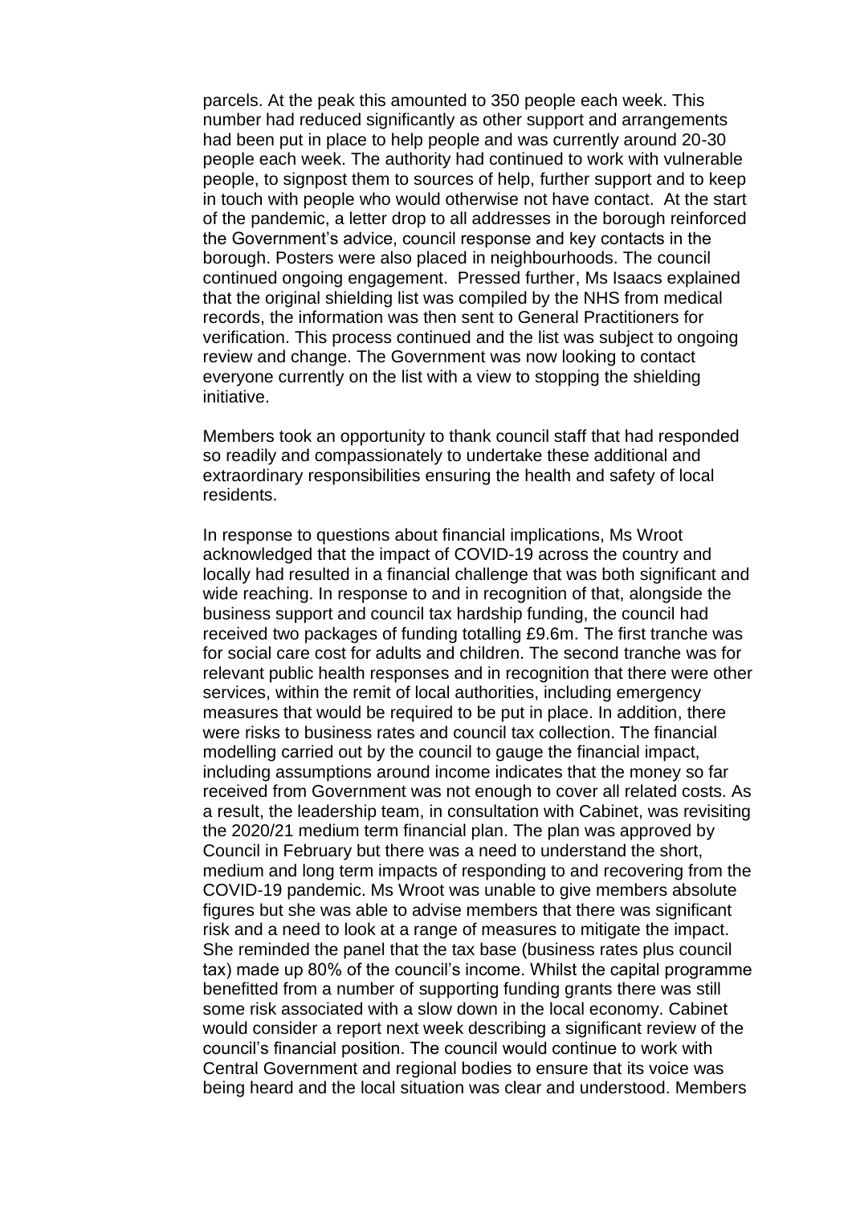parcels. At the peak this amounted to 350 people each week. This number had reduced significantly as other support and arrangements had been put in place to help people and was currently around 20-30 people each week. The authority had continued to work with vulnerable people, to signpost them to sources of help, further support and to keep in touch with people who would otherwise not have contact. At the start of the pandemic, a letter drop to all addresses in the borough reinforced the Government's advice, council response and key contacts in the borough. Posters were also placed in neighbourhoods. The council continued ongoing engagement. Pressed further, Ms Isaacs explained that the original shielding list was compiled by the NHS from medical records, the information was then sent to General Practitioners for verification. This process continued and the list was subject to ongoing review and change. The Government was now looking to contact everyone currently on the list with a view to stopping the shielding initiative.

Members took an opportunity to thank council staff that had responded so readily and compassionately to undertake these additional and extraordinary responsibilities ensuring the health and safety of local residents.

In response to questions about financial implications, Ms Wroot acknowledged that the impact of COVID-19 across the country and locally had resulted in a financial challenge that was both significant and wide reaching. In response to and in recognition of that, alongside the business support and council tax hardship funding, the council had received two packages of funding totalling £9.6m. The first tranche was for social care cost for adults and children. The second tranche was for relevant public health responses and in recognition that there were other services, within the remit of local authorities, including emergency measures that would be required to be put in place. In addition, there were risks to business rates and council tax collection. The financial modelling carried out by the council to gauge the financial impact, including assumptions around income indicates that the money so far received from Government was not enough to cover all related costs. As a result, the leadership team, in consultation with Cabinet, was revisiting the 2020/21 medium term financial plan. The plan was approved by Council in February but there was a need to understand the short, medium and long term impacts of responding to and recovering from the COVID-19 pandemic. Ms Wroot was unable to give members absolute figures but she was able to advise members that there was significant risk and a need to look at a range of measures to mitigate the impact. She reminded the panel that the tax base (business rates plus council tax) made up 80% of the council's income. Whilst the capital programme benefitted from a number of supporting funding grants there was still some risk associated with a slow down in the local economy. Cabinet would consider a report next week describing a significant review of the council's financial position. The council would continue to work with Central Government and regional bodies to ensure that its voice was being heard and the local situation was clear and understood. Members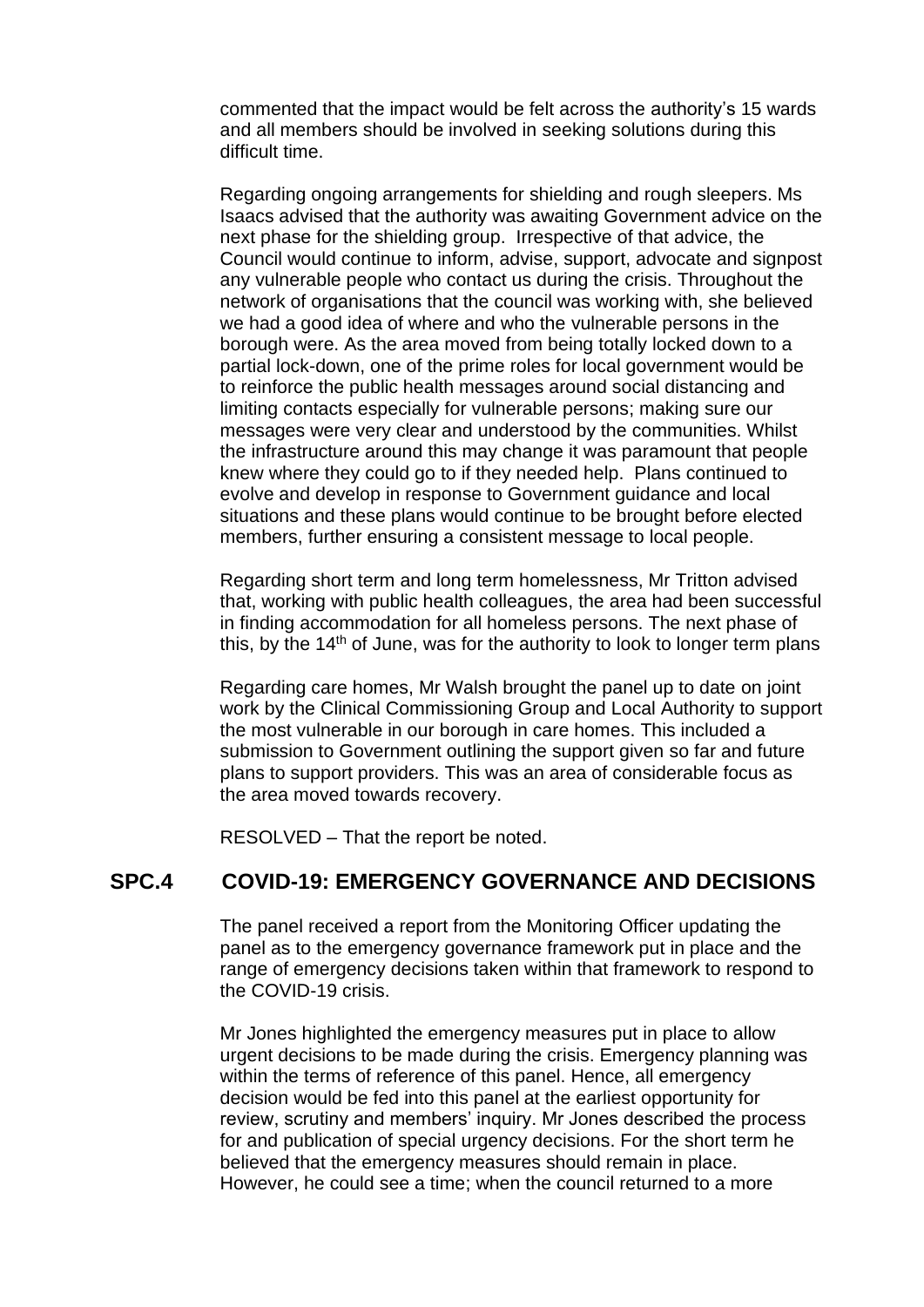commented that the impact would be felt across the authority's 15 wards and all members should be involved in seeking solutions during this difficult time.

Regarding ongoing arrangements for shielding and rough sleepers. Ms Isaacs advised that the authority was awaiting Government advice on the next phase for the shielding group. Irrespective of that advice, the Council would continue to inform, advise, support, advocate and signpost any vulnerable people who contact us during the crisis. Throughout the network of organisations that the council was working with, she believed we had a good idea of where and who the vulnerable persons in the borough were. As the area moved from being totally locked down to a partial lock-down, one of the prime roles for local government would be to reinforce the public health messages around social distancing and limiting contacts especially for vulnerable persons; making sure our messages were very clear and understood by the communities. Whilst the infrastructure around this may change it was paramount that people knew where they could go to if they needed help. Plans continued to evolve and develop in response to Government guidance and local situations and these plans would continue to be brought before elected members, further ensuring a consistent message to local people.

Regarding short term and long term homelessness, Mr Tritton advised that, working with public health colleagues, the area had been successful in finding accommodation for all homeless persons. The next phase of this, by the 14th of June, was for the authority to look to longer term plans

Regarding care homes, Mr Walsh brought the panel up to date on joint work by the Clinical Commissioning Group and Local Authority to support the most vulnerable in our borough in care homes. This included a submission to Government outlining the support given so far and future plans to support providers. This was an area of considerable focus as the area moved towards recovery.

RESOLVED – That the report be noted.

## SPC.4 COVID-19: EMERGENCY GOVERNANCE AND DECISIONS

The panel received a report from the Monitoring Officer updating the panel as to the emergency governance framework put in place and the range of emergency decisions taken within that framework to respond to the COVID-19 crisis.

Mr Jones highlighted the emergency measures put in place to allow urgent decisions to be made during the crisis. Emergency planning was within the terms of reference of this panel. Hence, all emergency decision would be fed into this panel at the earliest opportunity for review, scrutiny and members' inquiry. Mr Jones described the process for and publication of special urgency decisions. For the short term he believed that the emergency measures should remain in place. However, he could see a time; when the council returned to a more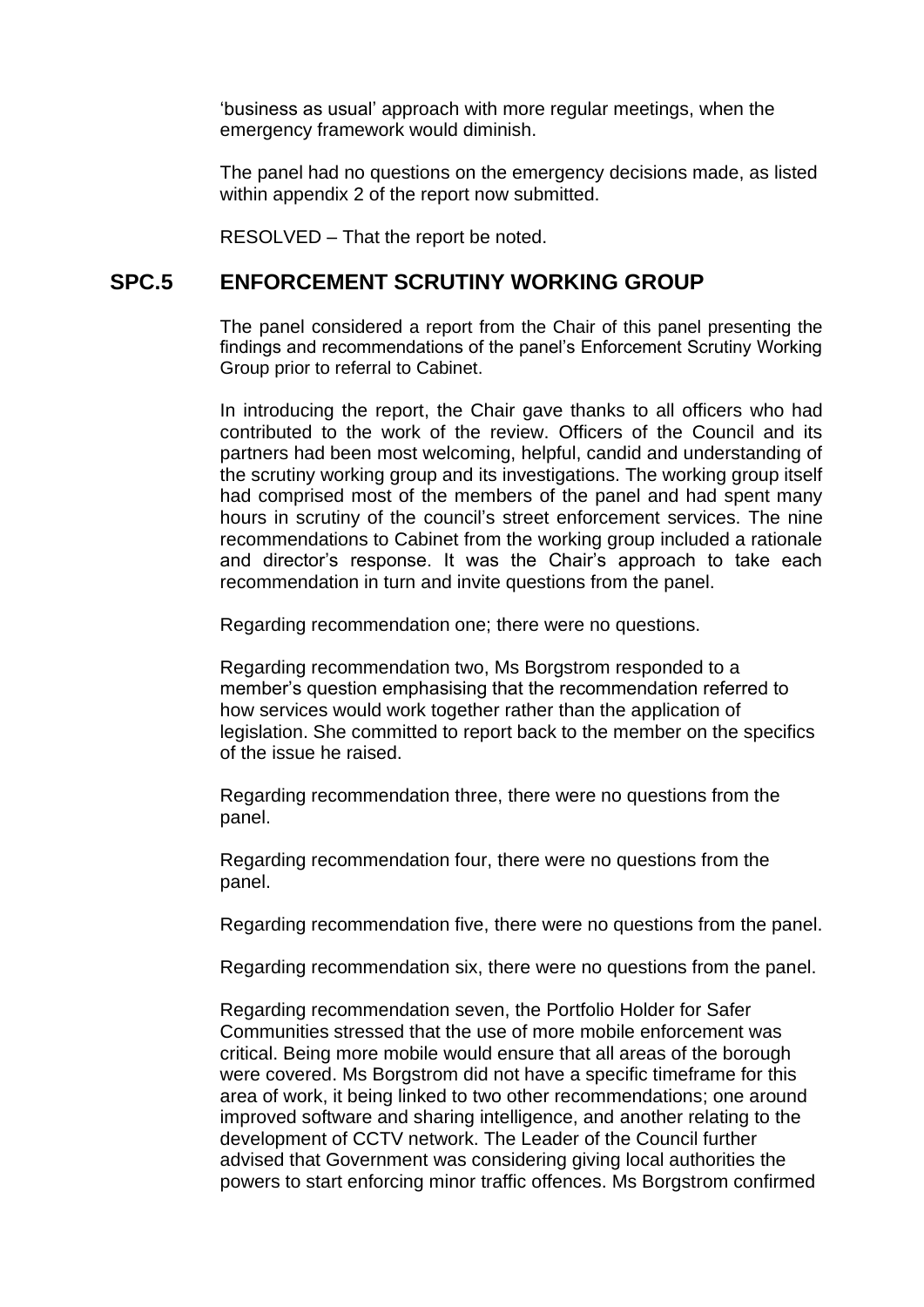'business as usual' approach with more regular meetings, when the emergency framework would diminish.

The panel had no questions on the emergency decisions made, as listed within appendix 2 of the report now submitted.

RESOLVED – That the report be noted.

## SPC.5 ENFORCEMENT SCRUTINY WORKING GROUP

The panel considered a report from the Chair of this panel presenting the findings and recommendations of the panel's Enforcement Scrutiny Working Group prior to referral to Cabinet.

In introducing the report, the Chair gave thanks to all officers who had contributed to the work of the review. Officers of the Council and its partners had been most welcoming, helpful, candid and understanding of the scrutiny working group and its investigations. The working group itself had comprised most of the members of the panel and had spent many hours in scrutiny of the council's street enforcement services. The nine recommendations to Cabinet from the working group included a rationale and director's response. It was the Chair's approach to take each recommendation in turn and invite questions from the panel.

Regarding recommendation one; there were no questions.

Regarding recommendation two, Ms Borgstrom responded to a member's question emphasising that the recommendation referred to how services would work together rather than the application of legislation. She committed to report back to the member on the specifics of the issue he raised.

Regarding recommendation three, there were no questions from the panel.

Regarding recommendation four, there were no questions from the panel.

Regarding recommendation five, there were no questions from the panel.

Regarding recommendation six, there were no questions from the panel.

Regarding recommendation seven, the Portfolio Holder for Safer Communities stressed that the use of more mobile enforcement was critical. Being more mobile would ensure that all areas of the borough were covered. Ms Borgstrom did not have a specific timeframe for this area of work, it being linked to two other recommendations; one around improved software and sharing intelligence, and another relating to the development of CCTV network. The Leader of the Council further advised that Government was considering giving local authorities the powers to start enforcing minor traffic offences. Ms Borgstrom confirmed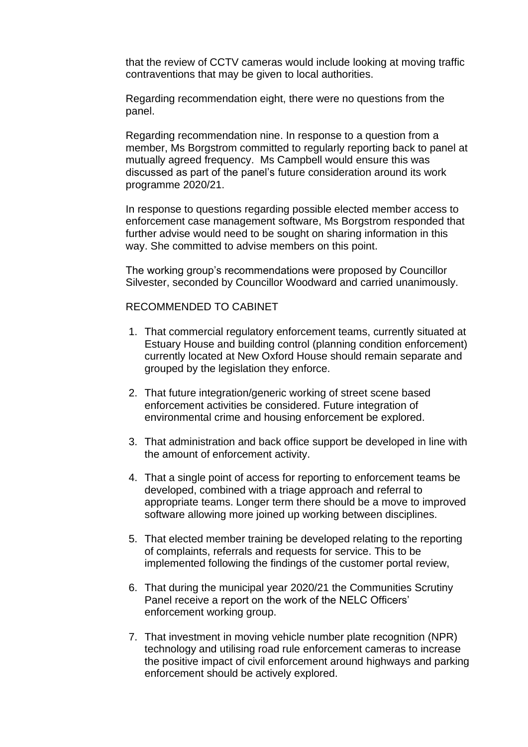that the review of CCTV cameras would include looking at moving traffic contraventions that may be given to local authorities.

Regarding recommendation eight, there were no questions from the panel.

Regarding recommendation nine. In response to a question from a member, Ms Borgstrom committed to regularly reporting back to panel at mutually agreed frequency. Ms Campbell would ensure this was discussed as part of the panel's future consideration around its work programme 2020/21.

In response to questions regarding possible elected member access to enforcement case management software, Ms Borgstrom responded that further advise would need to be sought on sharing information in this way. She committed to advise members on this point.

The working group's recommendations were proposed by Councillor Silvester, seconded by Councillor Woodward and carried unanimously.

RECOMMENDED TO CABINET

1. That commercial regulatory enforcement teams, currently situated at Estuary House and building control (planning condition enforcement) currently located at New Oxford House should remain separate and grouped by the legislation they enforce.

2. That future integration/generic working of street scene based enforcement activities be considered. Future integration of environmental crime and housing enforcement be explored.

3. That administration and back office support be developed in line with the amount of enforcement activity.

4. That a single point of access for reporting to enforcement teams be developed, combined with a triage approach and referral to appropriate teams. Longer term there should be a move to improved software allowing more joined up working between disciplines.

5. That elected member training be developed relating to the reporting of complaints, referrals and requests for service. This to be implemented following the findings of the customer portal review,

6. That during the municipal year 2020/21 the Communities Scrutiny Panel receive a report on the work of the NELC Officers' enforcement working group.

7. That investment in moving vehicle number plate recognition (NPR) technology and utilising road rule enforcement cameras to increase the positive impact of civil enforcement around highways and parking enforcement should be actively explored.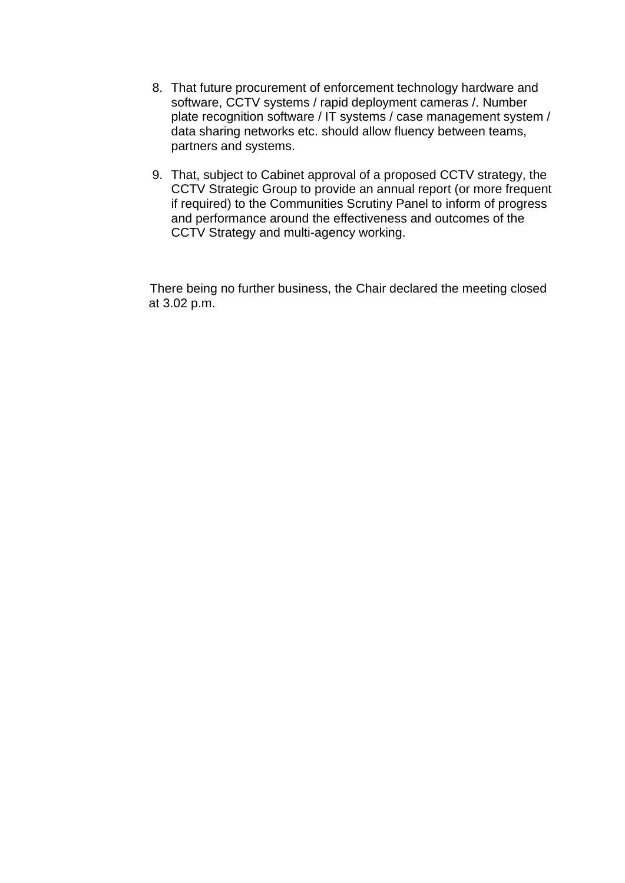8. That future procurement of enforcement technology hardware and software, CCTV systems / rapid deployment cameras /. Number plate recognition software / IT systems / case management system / data sharing networks etc. should allow fluency between teams, partners and systems.

9. That, subject to Cabinet approval of a proposed CCTV strategy, the CCTV Strategic Group to provide an annual report (or more frequent if required) to the Communities Scrutiny Panel to inform of progress and performance around the effectiveness and outcomes of the CCTV Strategy and multi-agency working.

There being no further business, the Chair declared the meeting closed at 3.02 p.m.